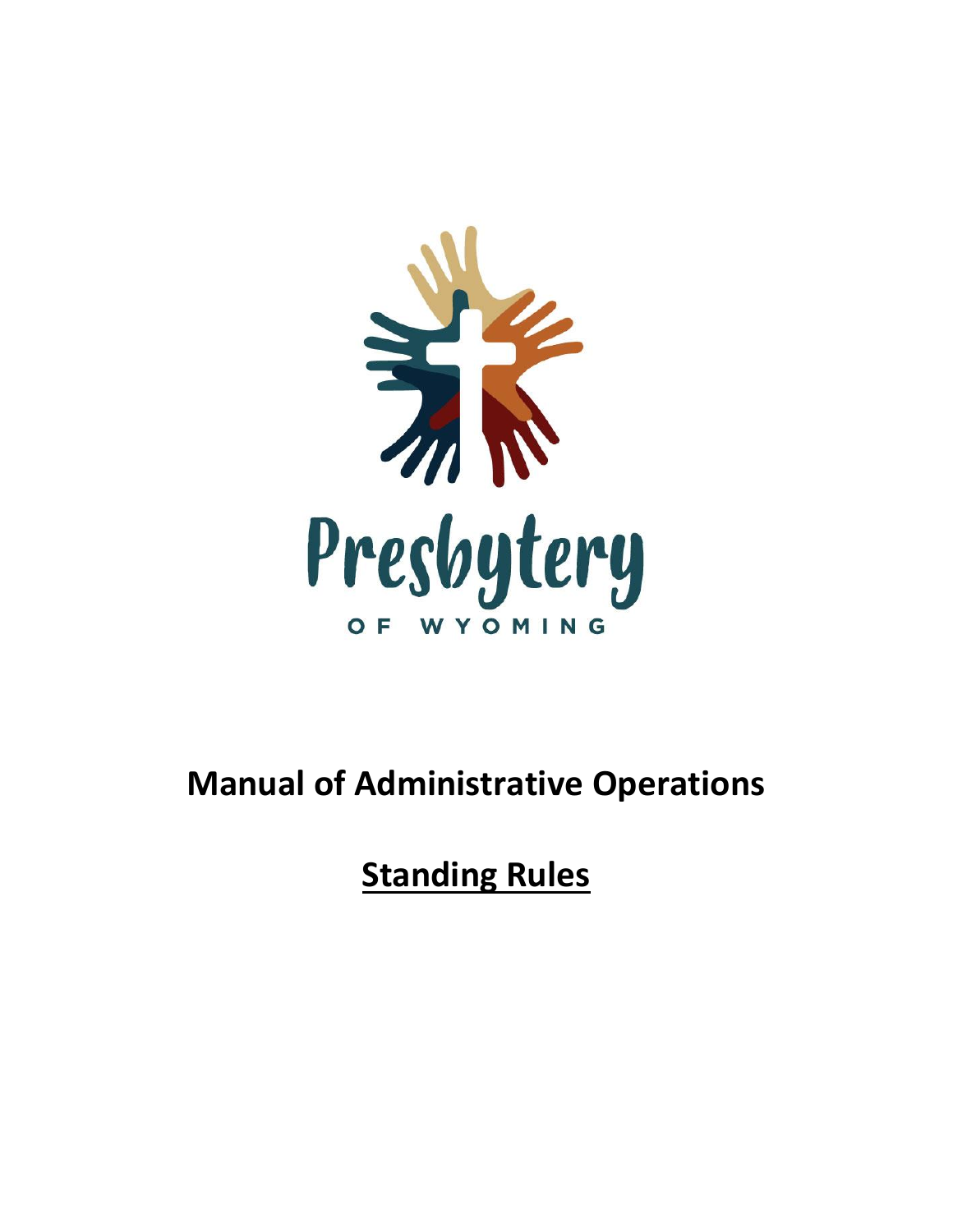Presbytery

OF WYOMING

# Manual of Administrative Operations

## Standing Rules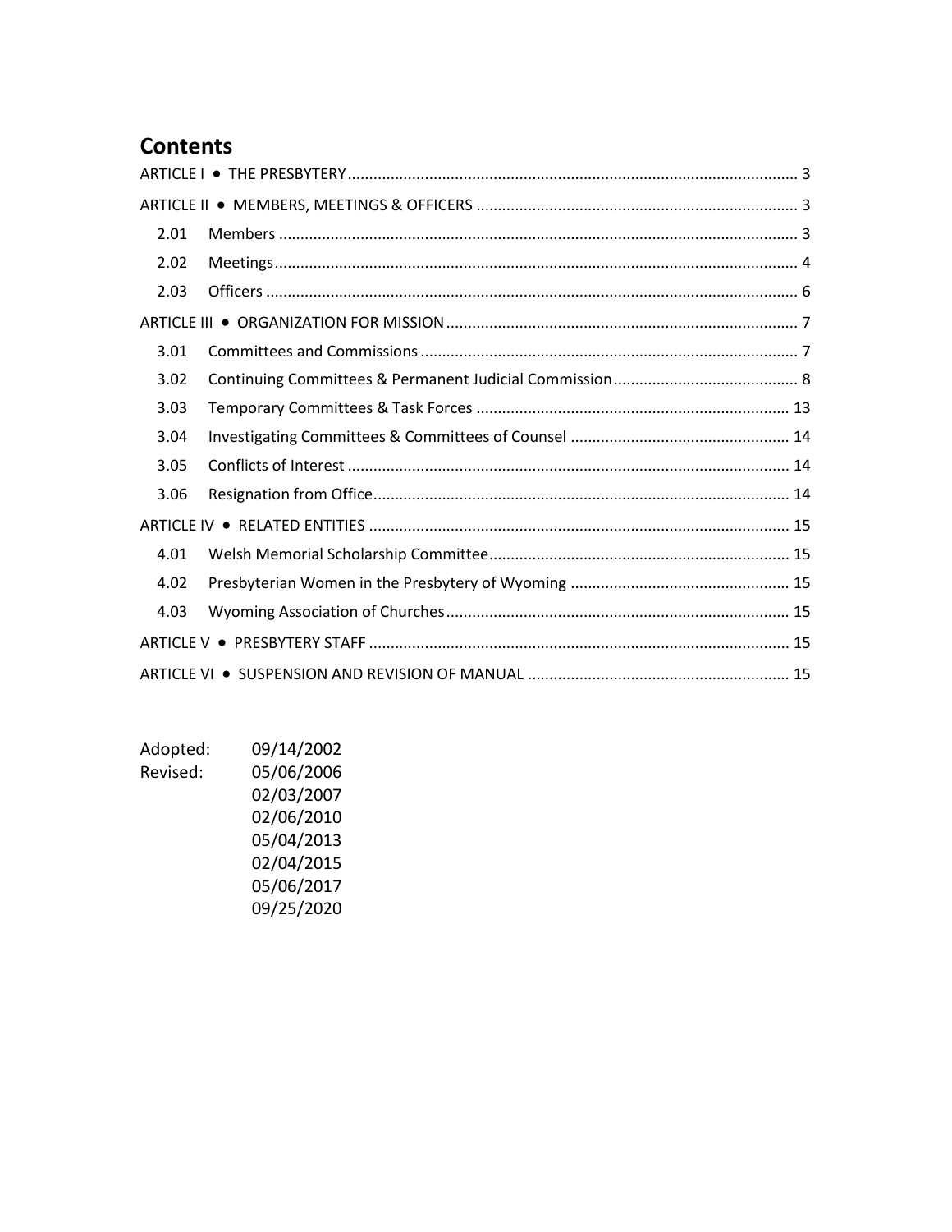## Contents

ARTICLE I • THE PRESBYTERY .......... 3

ARTICLE II • MEMBERS, MEETINGS & OFFICERS .......... 3

- 2.01 Members .......... 3
- 2.02 Meetings .......... 4
- 2.03 Officers .......... 6

ARTICLE III • ORGANIZATION FOR MISSION .......... 7

- 3.01 Committees and Commissions .......... 7
- 3.02 Continuing Committees & Permanent Judicial Commission .......... 8
- 3.03 Temporary Committees & Task Forces .......... 13
- 3.04 Investigating Committees & Committees of Counsel .......... 14
- 3.05 Conflicts of Interest .......... 14
- 3.06 Resignation from Office .......... 14

ARTICLE IV • RELATED ENTITIES .......... 15

- 4.01 Welsh Memorial Scholarship Committee .......... 15
- 4.02 Presbyterian Women in the Presbytery of Wyoming .......... 15
- 4.03 Wyoming Association of Churches .......... 15

ARTICLE V • PRESBYTERY STAFF .......... 15

ARTICLE VI • SUSPENSION AND REVISION OF MANUAL .......... 15

Adopted: 09/14/2002

Revised: 05/06/2006
02/03/2007
02/06/2010
05/04/2013
02/04/2015
05/06/2017
09/25/2020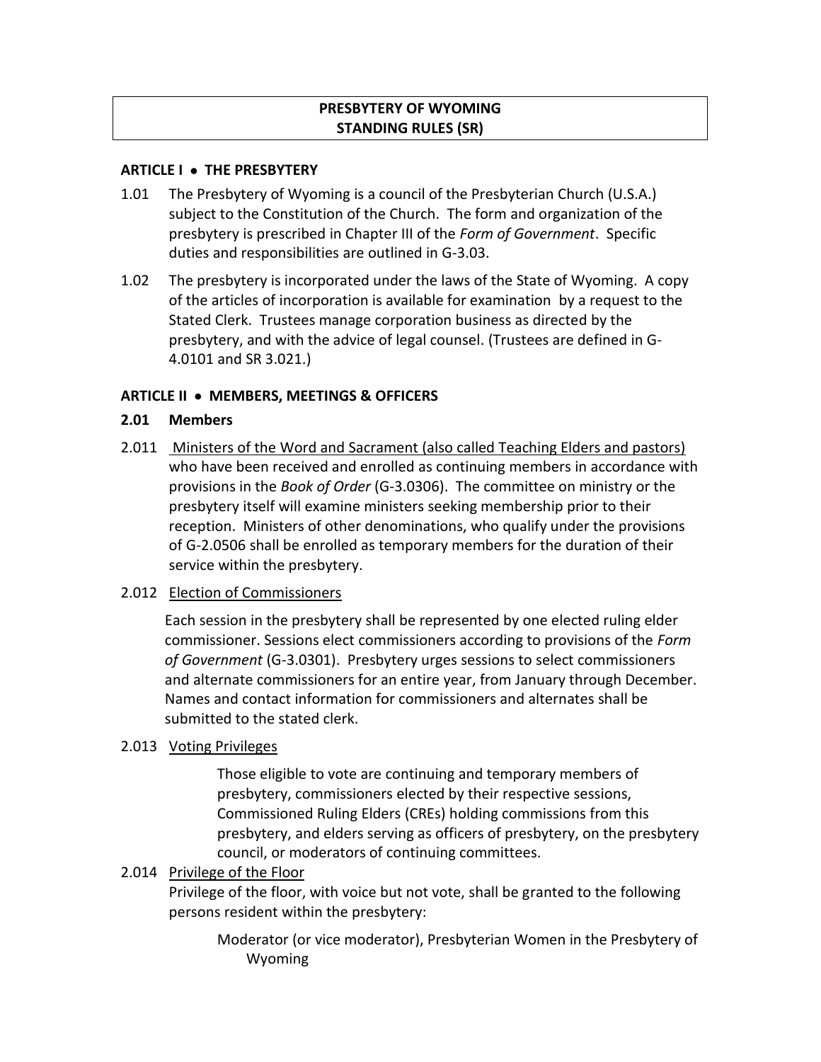# PRESBYTERY OF WYOMING
# STANDING RULES (SR)

## ARTICLE I • THE PRESBYTERY

1.01 The Presbytery of Wyoming is a council of the Presbyterian Church (U.S.A.) subject to the Constitution of the Church. The form and organization of the presbytery is prescribed in Chapter III of the *Form of Government*. Specific duties and responsibilities are outlined in G-3.03.

1.02 The presbytery is incorporated under the laws of the State of Wyoming. A copy of the articles of incorporation is available for examination by a request to the Stated Clerk. Trustees manage corporation business as directed by the presbytery, and with the advice of legal counsel. (Trustees are defined in G-4.0101 and SR 3.021.)

## ARTICLE II • MEMBERS, MEETINGS & OFFICERS

### 2.01 Members

2.011 Ministers of the Word and Sacrament (also called Teaching Elders and pastors) who have been received and enrolled as continuing members in accordance with provisions in the *Book of Order* (G-3.0306). The committee on ministry or the presbytery itself will examine ministers seeking membership prior to their reception. Ministers of other denominations, who qualify under the provisions of G-2.0506 shall be enrolled as temporary members for the duration of their service within the presbytery.

2.012 Election of Commissioners

Each session in the presbytery shall be represented by one elected ruling elder commissioner. Sessions elect commissioners according to provisions of the *Form of Government* (G-3.0301). Presbytery urges sessions to select commissioners and alternate commissioners for an entire year, from January through December. Names and contact information for commissioners and alternates shall be submitted to the stated clerk.

2.013 Voting Privileges

Those eligible to vote are continuing and temporary members of presbytery, commissioners elected by their respective sessions, Commissioned Ruling Elders (CREs) holding commissions from this presbytery, and elders serving as officers of presbytery, on the presbytery council, or moderators of continuing committees.

2.014 Privilege of the Floor

Privilege of the floor, with voice but not vote, shall be granted to the following persons resident within the presbytery:

Moderator (or vice moderator), Presbyterian Women in the Presbytery of Wyoming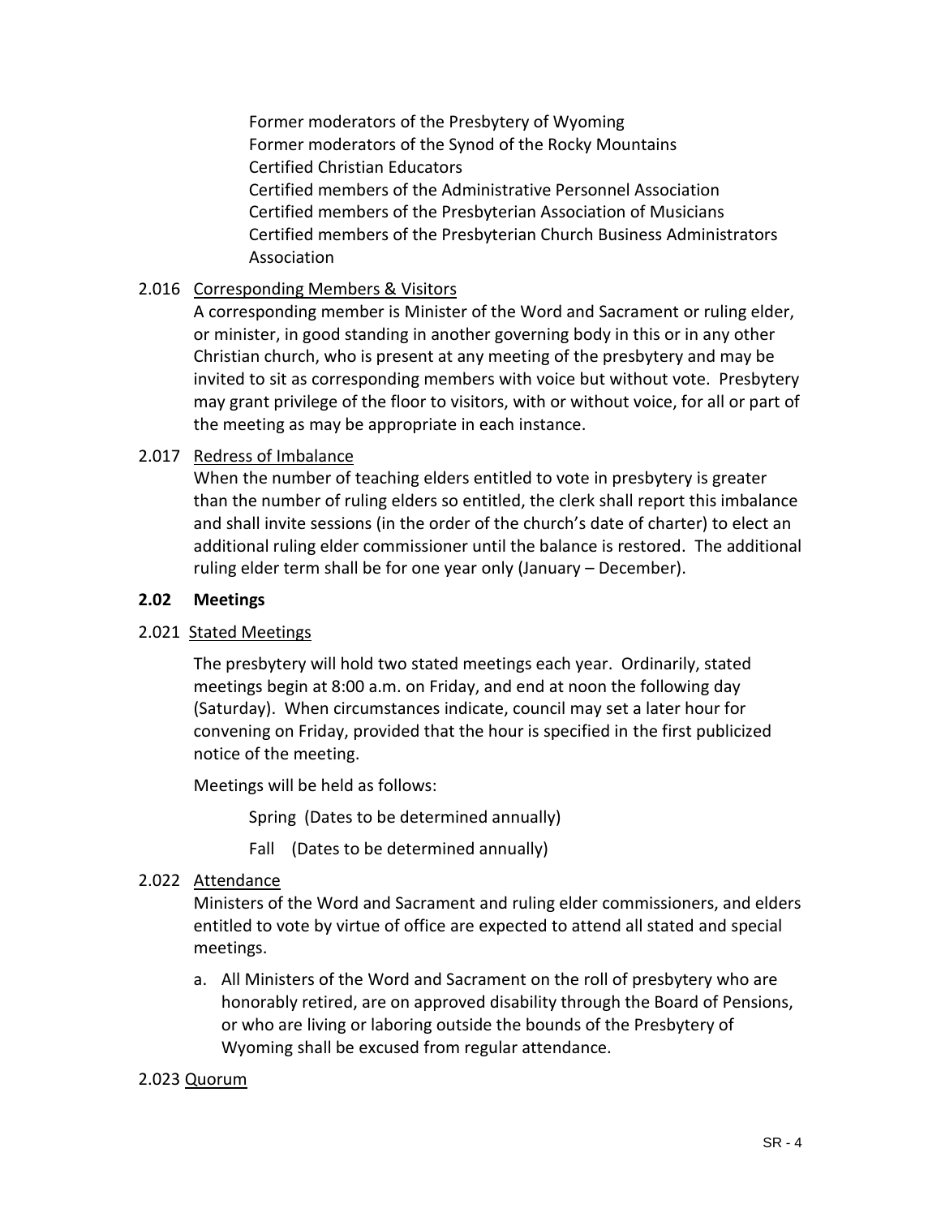Former moderators of the Presbytery of Wyoming
Former moderators of the Synod of the Rocky Mountains
Certified Christian Educators
Certified members of the Administrative Personnel Association
Certified members of the Presbyterian Association of Musicians
Certified members of the Presbyterian Church Business Administrators Association

2.016 Corresponding Members & Visitors

A corresponding member is Minister of the Word and Sacrament or ruling elder, or minister, in good standing in another governing body in this or in any other Christian church, who is present at any meeting of the presbytery and may be invited to sit as corresponding members with voice but without vote. Presbytery may grant privilege of the floor to visitors, with or without voice, for all or part of the meeting as may be appropriate in each instance.

2.017 Redress of Imbalance

When the number of teaching elders entitled to vote in presbytery is greater than the number of ruling elders so entitled, the clerk shall report this imbalance and shall invite sessions (in the order of the church's date of charter) to elect an additional ruling elder commissioner until the balance is restored. The additional ruling elder term shall be for one year only (January – December).

**2.02 Meetings**

2.021 Stated Meetings

The presbytery will hold two stated meetings each year. Ordinarily, stated meetings begin at 8:00 a.m. on Friday, and end at noon the following day (Saturday). When circumstances indicate, council may set a later hour for convening on Friday, provided that the hour is specified in the first publicized notice of the meeting.

Meetings will be held as follows:

Spring (Dates to be determined annually)

Fall (Dates to be determined annually)

2.022 Attendance

Ministers of the Word and Sacrament and ruling elder commissioners, and elders entitled to vote by virtue of office are expected to attend all stated and special meetings.

a. All Ministers of the Word and Sacrament on the roll of presbytery who are honorably retired, are on approved disability through the Board of Pensions, or who are living or laboring outside the bounds of the Presbytery of Wyoming shall be excused from regular attendance.

2.023 Quorum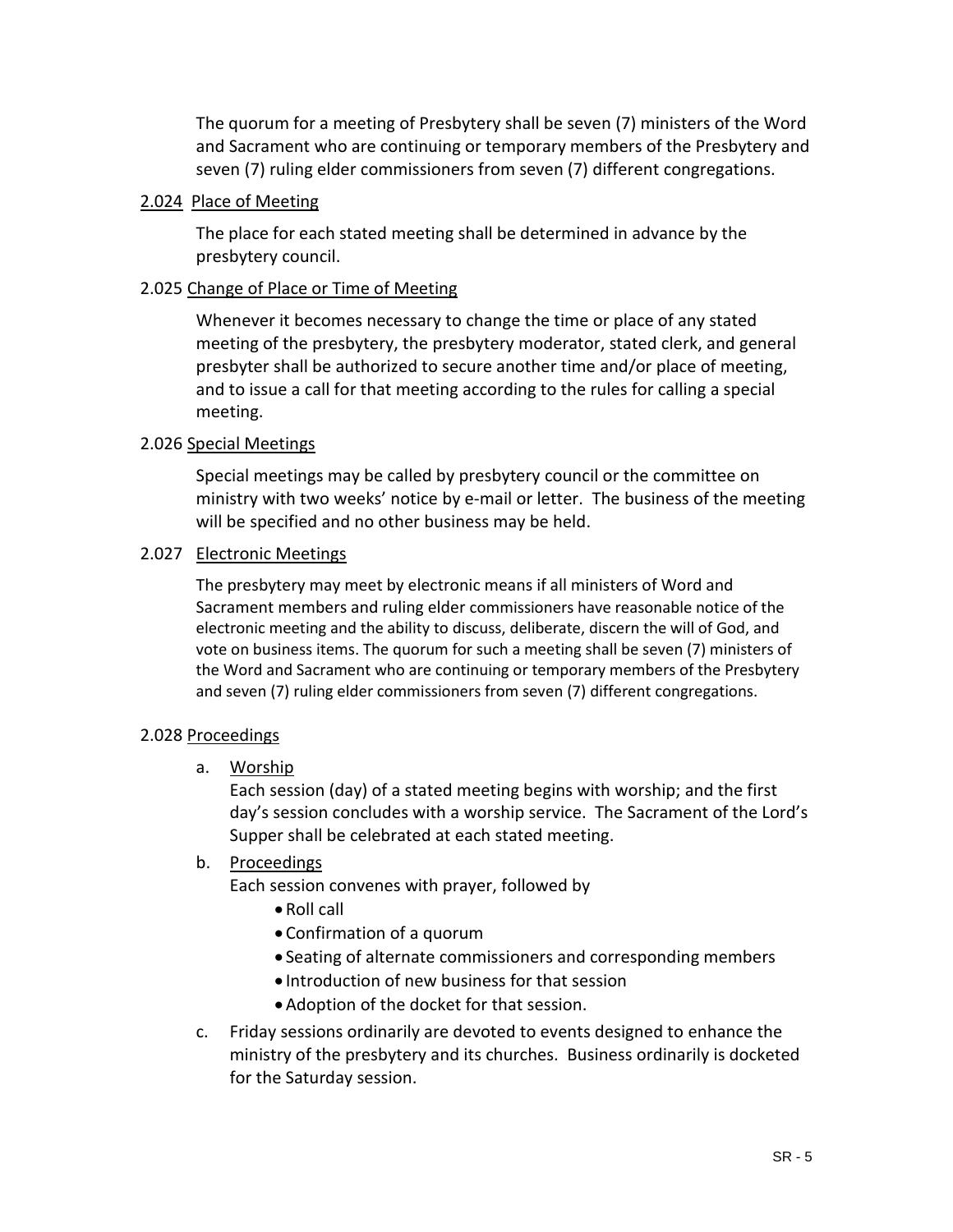The quorum for a meeting of Presbytery shall be seven (7) ministers of the Word and Sacrament who are continuing or temporary members of the Presbytery and seven (7) ruling elder commissioners from seven (7) different congregations.

2.024 Place of Meeting

The place for each stated meeting shall be determined in advance by the presbytery council.

2.025 Change of Place or Time of Meeting

Whenever it becomes necessary to change the time or place of any stated meeting of the presbytery, the presbytery moderator, stated clerk, and general presbyter shall be authorized to secure another time and/or place of meeting, and to issue a call for that meeting according to the rules for calling a special meeting.

2.026 Special Meetings

Special meetings may be called by presbytery council or the committee on ministry with two weeks' notice by e-mail or letter. The business of the meeting will be specified and no other business may be held.

2.027 Electronic Meetings

The presbytery may meet by electronic means if all ministers of Word and Sacrament members and ruling elder commissioners have reasonable notice of the electronic meeting and the ability to discuss, deliberate, discern the will of God, and vote on business items. The quorum for such a meeting shall be seven (7) ministers of the Word and Sacrament who are continuing or temporary members of the Presbytery and seven (7) ruling elder commissioners from seven (7) different congregations.

2.028 Proceedings

a. Worship
   Each session (day) of a stated meeting begins with worship; and the first day's session concludes with a worship service. The Sacrament of the Lord's Supper shall be celebrated at each stated meeting.

b. Proceedings
   Each session convenes with prayer, followed by
   - Roll call
   - Confirmation of a quorum
   - Seating of alternate commissioners and corresponding members
   - Introduction of new business for that session
   - Adoption of the docket for that session.

c. Friday sessions ordinarily are devoted to events designed to enhance the ministry of the presbytery and its churches. Business ordinarily is docketed for the Saturday session.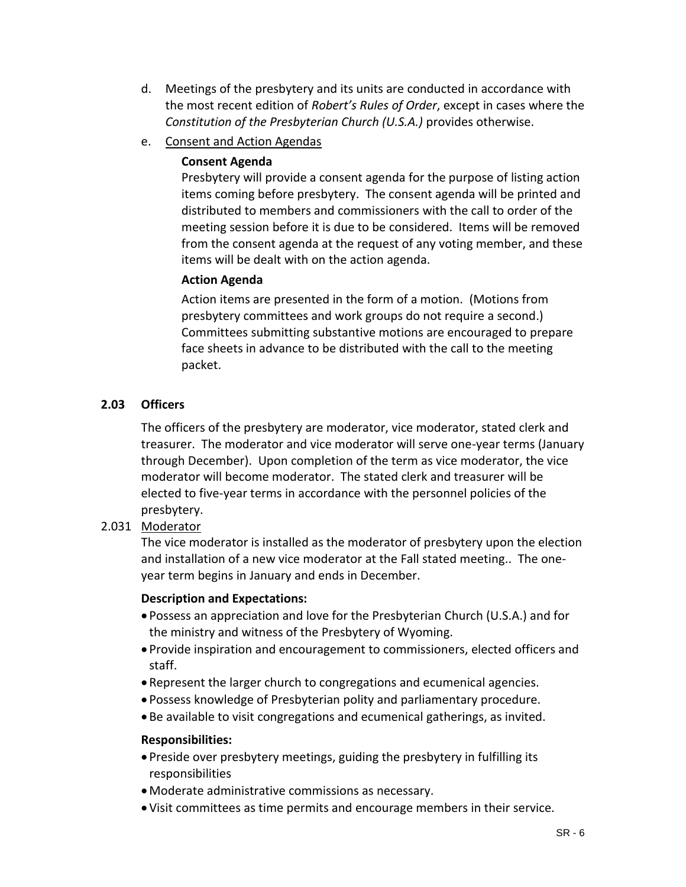d. Meetings of the presbytery and its units are conducted in accordance with the most recent edition of *Robert's Rules of Order*, except in cases where the *Constitution of the Presbyterian Church (U.S.A.)* provides otherwise.

e. Consent and Action Agendas

**Consent Agenda**

Presbytery will provide a consent agenda for the purpose of listing action items coming before presbytery. The consent agenda will be printed and distributed to members and commissioners with the call to order of the meeting session before it is due to be considered. Items will be removed from the consent agenda at the request of any voting member, and these items will be dealt with on the action agenda.

**Action Agenda**

Action items are presented in the form of a motion. (Motions from presbytery committees and work groups do not require a second.) Committees submitting substantive motions are encouraged to prepare face sheets in advance to be distributed with the call to the meeting packet.

## 2.03 Officers

The officers of the presbytery are moderator, vice moderator, stated clerk and treasurer. The moderator and vice moderator will serve one-year terms (January through December). Upon completion of the term as vice moderator, the vice moderator will become moderator. The stated clerk and treasurer will be elected to five-year terms in accordance with the personnel policies of the presbytery.

### 2.031 Moderator

The vice moderator is installed as the moderator of presbytery upon the election and installation of a new vice moderator at the Fall stated meeting.. The one-year term begins in January and ends in December.

**Description and Expectations:**

- Possess an appreciation and love for the Presbyterian Church (U.S.A.) and for the ministry and witness of the Presbytery of Wyoming.
- Provide inspiration and encouragement to commissioners, elected officers and staff.
- Represent the larger church to congregations and ecumenical agencies.
- Possess knowledge of Presbyterian polity and parliamentary procedure.
- Be available to visit congregations and ecumenical gatherings, as invited.

**Responsibilities:**

- Preside over presbytery meetings, guiding the presbytery in fulfilling its responsibilities
- Moderate administrative commissions as necessary.
- Visit committees as time permits and encourage members in their service.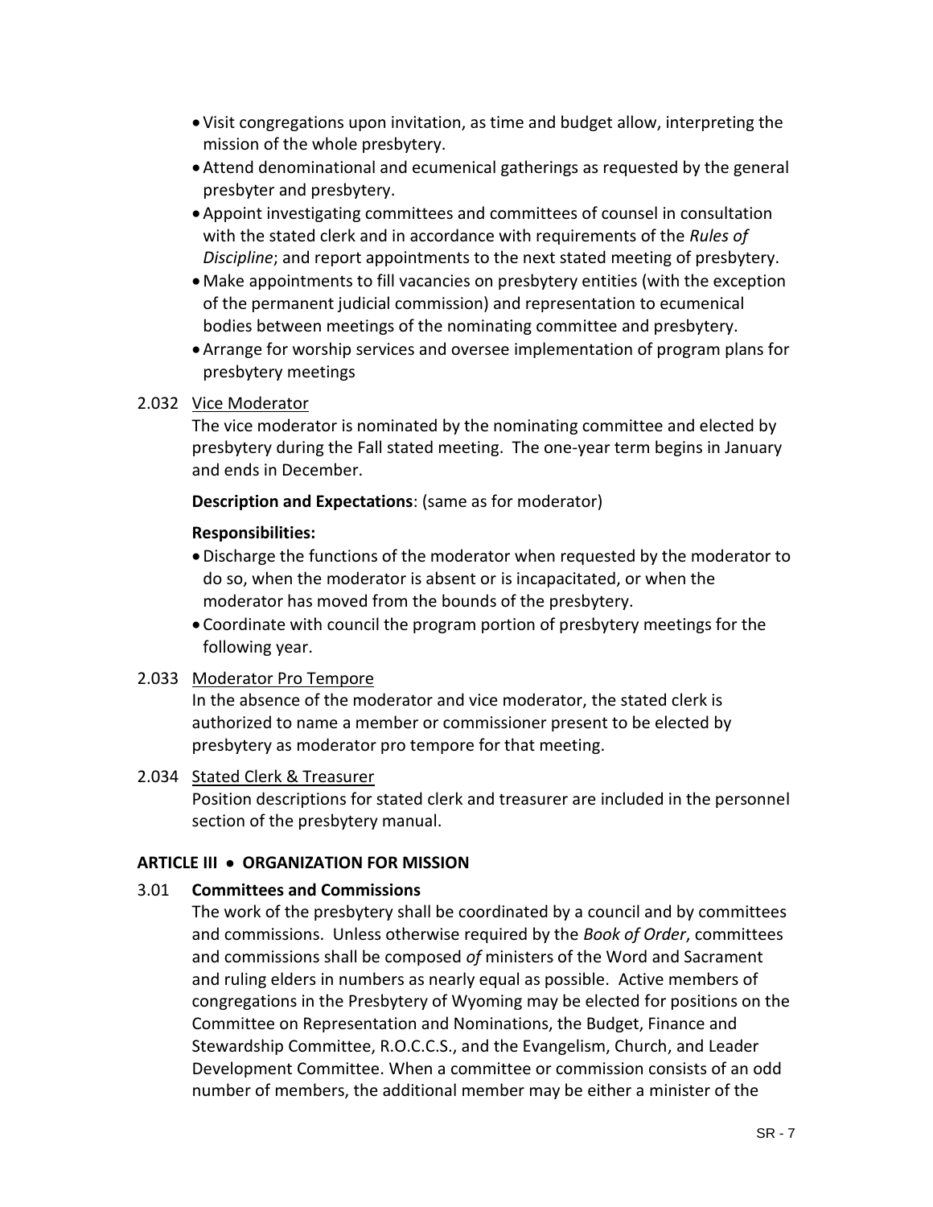- Visit congregations upon invitation, as time and budget allow, interpreting the mission of the whole presbytery.
- Attend denominational and ecumenical gatherings as requested by the general presbyter and presbytery.
- Appoint investigating committees and committees of counsel in consultation with the stated clerk and in accordance with requirements of the *Rules of Discipline*; and report appointments to the next stated meeting of presbytery.
- Make appointments to fill vacancies on presbytery entities (with the exception of the permanent judicial commission) and representation to ecumenical bodies between meetings of the nominating committee and presbytery.
- Arrange for worship services and oversee implementation of program plans for presbytery meetings

2.032 Vice Moderator

The vice moderator is nominated by the nominating committee and elected by presbytery during the Fall stated meeting. The one-year term begins in January and ends in December.

**Description and Expectations**: (same as for moderator)

**Responsibilities:**

- Discharge the functions of the moderator when requested by the moderator to do so, when the moderator is absent or is incapacitated, or when the moderator has moved from the bounds of the presbytery.
- Coordinate with council the program portion of presbytery meetings for the following year.

2.033 Moderator Pro Tempore

In the absence of the moderator and vice moderator, the stated clerk is authorized to name a member or commissioner present to be elected by presbytery as moderator pro tempore for that meeting.

2.034 Stated Clerk & Treasurer

Position descriptions for stated clerk and treasurer are included in the personnel section of the presbytery manual.

## ARTICLE III • ORGANIZATION FOR MISSION

3.01 **Committees and Commissions**

The work of the presbytery shall be coordinated by a council and by committees and commissions. Unless otherwise required by the *Book of Order*, committees and commissions shall be composed *of* ministers of the Word and Sacrament and ruling elders in numbers as nearly equal as possible. Active members of congregations in the Presbytery of Wyoming may be elected for positions on the Committee on Representation and Nominations, the Budget, Finance and Stewardship Committee, R.O.C.C.S., and the Evangelism, Church, and Leader Development Committee. When a committee or commission consists of an odd number of members, the additional member may be either a minister of the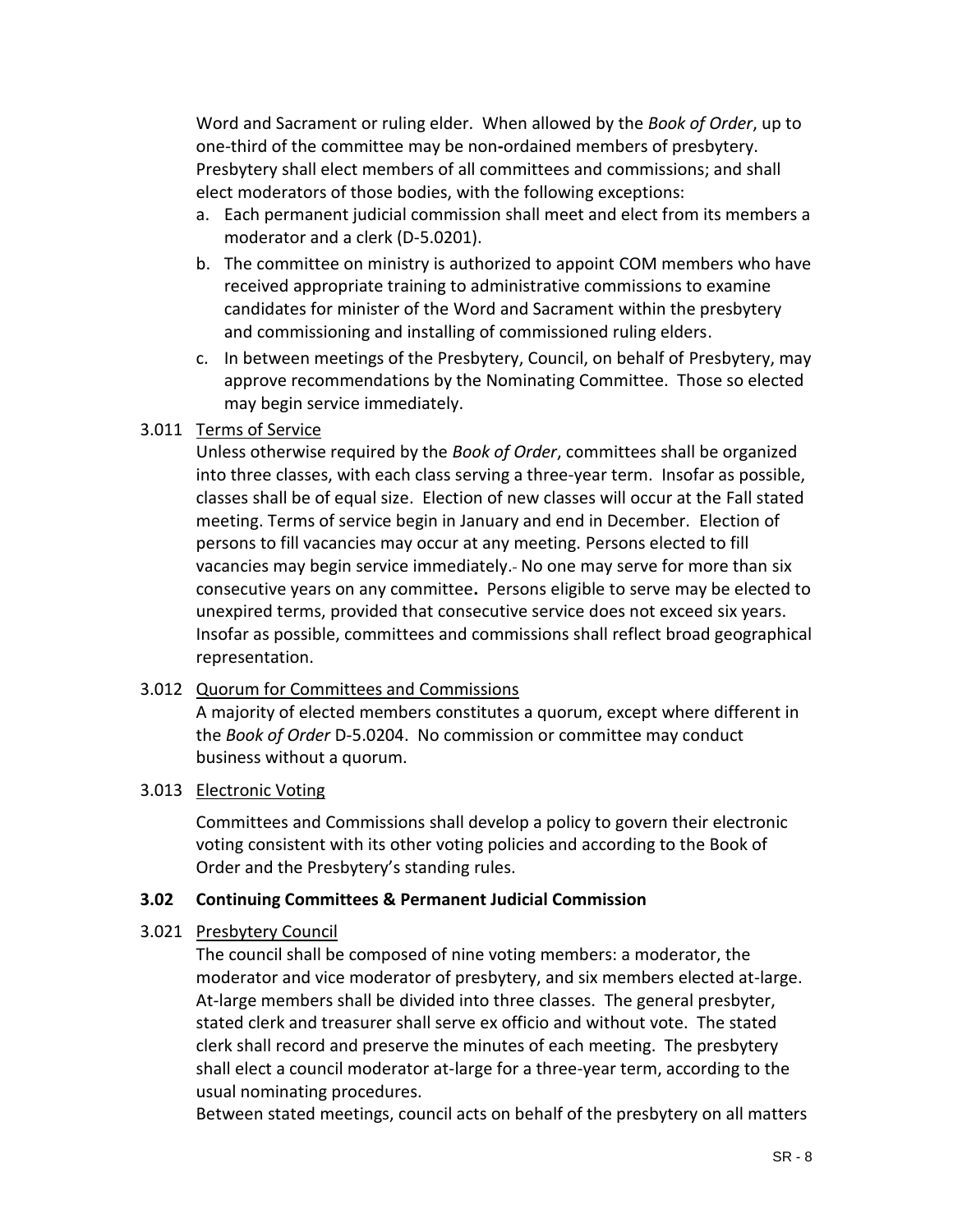Word and Sacrament or ruling elder. When allowed by the *Book of Order*, up to one-third of the committee may be non-ordained members of presbytery. Presbytery shall elect members of all committees and commissions; and shall elect moderators of those bodies, with the following exceptions:

a. Each permanent judicial commission shall meet and elect from its members a moderator and a clerk (D-5.0201).
b. The committee on ministry is authorized to appoint COM members who have received appropriate training to administrative commissions to examine candidates for minister of the Word and Sacrament within the presbytery and commissioning and installing of commissioned ruling elders.
c. In between meetings of the Presbytery, Council, on behalf of Presbytery, may approve recommendations by the Nominating Committee. Those so elected may begin service immediately.

3.011 Terms of Service

Unless otherwise required by the *Book of Order*, committees shall be organized into three classes, with each class serving a three-year term. Insofar as possible, classes shall be of equal size. Election of new classes will occur at the Fall stated meeting. Terms of service begin in January and end in December. Election of persons to fill vacancies may occur at any meeting. Persons elected to fill vacancies may begin service immediately. No one may serve for more than six consecutive years on any committee**.** Persons eligible to serve may be elected to unexpired terms, provided that consecutive service does not exceed six years. Insofar as possible, committees and commissions shall reflect broad geographical representation.

3.012 Quorum for Committees and Commissions

A majority of elected members constitutes a quorum, except where different in the *Book of Order* D-5.0204. No commission or committee may conduct business without a quorum.

3.013 Electronic Voting

Committees and Commissions shall develop a policy to govern their electronic voting consistent with its other voting policies and according to the Book of Order and the Presbytery's standing rules.

**3.02 Continuing Committees & Permanent Judicial Commission**

3.021 Presbytery Council

The council shall be composed of nine voting members: a moderator, the moderator and vice moderator of presbytery, and six members elected at-large. At-large members shall be divided into three classes. The general presbyter, stated clerk and treasurer shall serve ex officio and without vote. The stated clerk shall record and preserve the minutes of each meeting. The presbytery shall elect a council moderator at-large for a three-year term, according to the usual nominating procedures.

Between stated meetings, council acts on behalf of the presbytery on all matters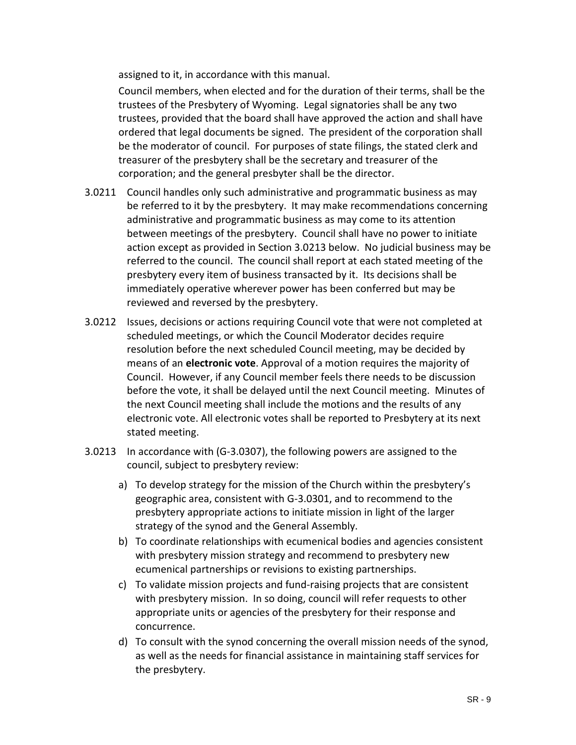assigned to it, in accordance with this manual.

Council members, when elected and for the duration of their terms, shall be the trustees of the Presbytery of Wyoming. Legal signatories shall be any two trustees, provided that the board shall have approved the action and shall have ordered that legal documents be signed. The president of the corporation shall be the moderator of council. For purposes of state filings, the stated clerk and treasurer of the presbytery shall be the secretary and treasurer of the corporation; and the general presbyter shall be the director.

3.0211 Council handles only such administrative and programmatic business as may be referred to it by the presbytery. It may make recommendations concerning administrative and programmatic business as may come to its attention between meetings of the presbytery. Council shall have no power to initiate action except as provided in Section 3.0213 below. No judicial business may be referred to the council. The council shall report at each stated meeting of the presbytery every item of business transacted by it. Its decisions shall be immediately operative wherever power has been conferred but may be reviewed and reversed by the presbytery.

3.0212 Issues, decisions or actions requiring Council vote that were not completed at scheduled meetings, or which the Council Moderator decides require resolution before the next scheduled Council meeting, may be decided by means of an **electronic vote**. Approval of a motion requires the majority of Council. However, if any Council member feels there needs to be discussion before the vote, it shall be delayed until the next Council meeting. Minutes of the next Council meeting shall include the motions and the results of any electronic vote. All electronic votes shall be reported to Presbytery at its next stated meeting.

3.0213 In accordance with (G-3.0307), the following powers are assigned to the council, subject to presbytery review:

a) To develop strategy for the mission of the Church within the presbytery's geographic area, consistent with G-3.0301, and to recommend to the presbytery appropriate actions to initiate mission in light of the larger strategy of the synod and the General Assembly.

b) To coordinate relationships with ecumenical bodies and agencies consistent with presbytery mission strategy and recommend to presbytery new ecumenical partnerships or revisions to existing partnerships.

c) To validate mission projects and fund-raising projects that are consistent with presbytery mission. In so doing, council will refer requests to other appropriate units or agencies of the presbytery for their response and concurrence.

d) To consult with the synod concerning the overall mission needs of the synod, as well as the needs for financial assistance in maintaining staff services for the presbytery.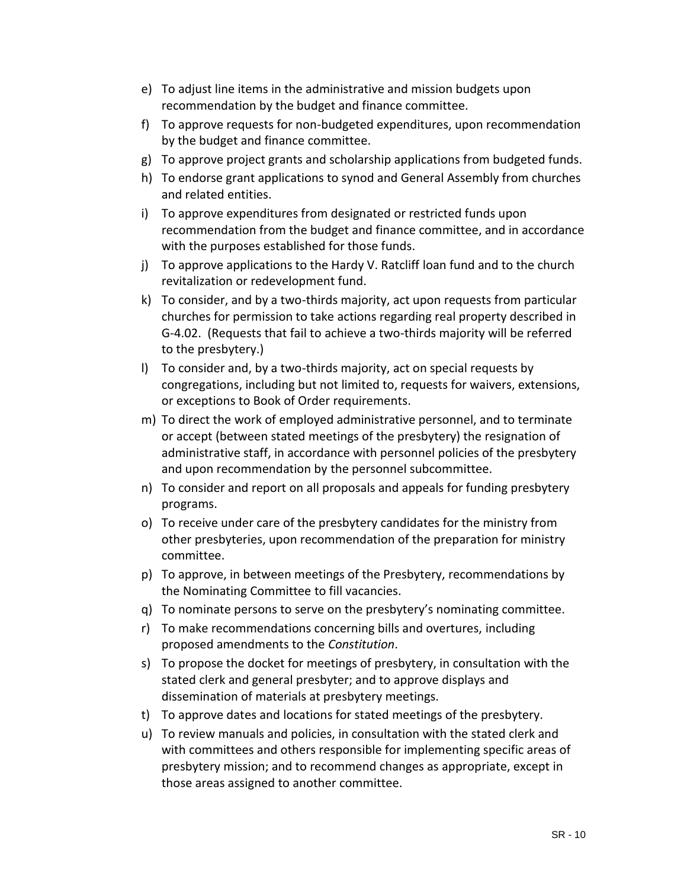e) To adjust line items in the administrative and mission budgets upon recommendation by the budget and finance committee.
f) To approve requests for non-budgeted expenditures, upon recommendation by the budget and finance committee.
g) To approve project grants and scholarship applications from budgeted funds.
h) To endorse grant applications to synod and General Assembly from churches and related entities.
i) To approve expenditures from designated or restricted funds upon recommendation from the budget and finance committee, and in accordance with the purposes established for those funds.
j) To approve applications to the Hardy V. Ratcliff loan fund and to the church revitalization or redevelopment fund.
k) To consider, and by a two-thirds majority, act upon requests from particular churches for permission to take actions regarding real property described in G-4.02. (Requests that fail to achieve a two-thirds majority will be referred to the presbytery.)
l) To consider and, by a two-thirds majority, act on special requests by congregations, including but not limited to, requests for waivers, extensions, or exceptions to Book of Order requirements.
m) To direct the work of employed administrative personnel, and to terminate or accept (between stated meetings of the presbytery) the resignation of administrative staff, in accordance with personnel policies of the presbytery and upon recommendation by the personnel subcommittee.
n) To consider and report on all proposals and appeals for funding presbytery programs.
o) To receive under care of the presbytery candidates for the ministry from other presbyteries, upon recommendation of the preparation for ministry committee.
p) To approve, in between meetings of the Presbytery, recommendations by the Nominating Committee to fill vacancies.
q) To nominate persons to serve on the presbytery's nominating committee.
r) To make recommendations concerning bills and overtures, including proposed amendments to the *Constitution*.
s) To propose the docket for meetings of presbytery, in consultation with the stated clerk and general presbyter; and to approve displays and dissemination of materials at presbytery meetings.
t) To approve dates and locations for stated meetings of the presbytery.
u) To review manuals and policies, in consultation with the stated clerk and with committees and others responsible for implementing specific areas of presbytery mission; and to recommend changes as appropriate, except in those areas assigned to another committee.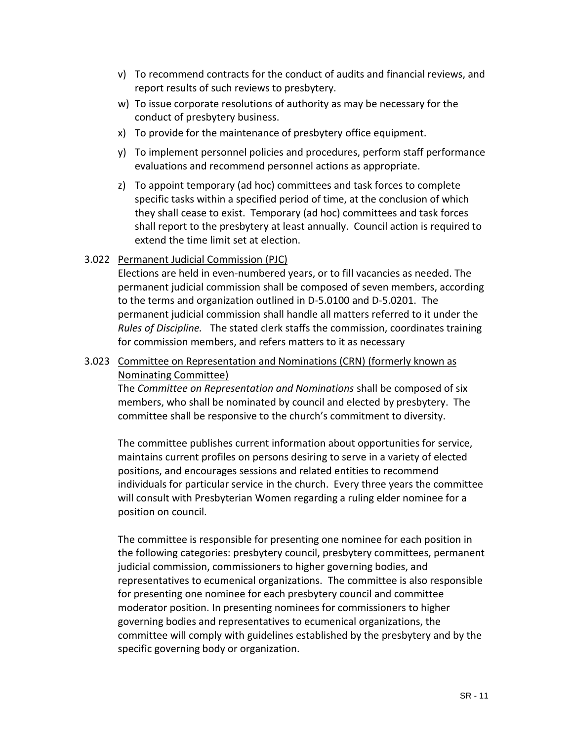v) To recommend contracts for the conduct of audits and financial reviews, and report results of such reviews to presbytery.

w) To issue corporate resolutions of authority as may be necessary for the conduct of presbytery business.

x) To provide for the maintenance of presbytery office equipment.

y) To implement personnel policies and procedures, perform staff performance evaluations and recommend personnel actions as appropriate.

z) To appoint temporary (ad hoc) committees and task forces to complete specific tasks within a specified period of time, at the conclusion of which they shall cease to exist. Temporary (ad hoc) committees and task forces shall report to the presbytery at least annually. Council action is required to extend the time limit set at election.

3.022 Permanent Judicial Commission (PJC)

Elections are held in even-numbered years, or to fill vacancies as needed. The permanent judicial commission shall be composed of seven members, according to the terms and organization outlined in D-5.0100 and D-5.0201. The permanent judicial commission shall handle all matters referred to it under the *Rules of Discipline.* The stated clerk staffs the commission, coordinates training for commission members, and refers matters to it as necessary

3.023 Committee on Representation and Nominations (CRN) (formerly known as Nominating Committee)

The *Committee on Representation and Nominations* shall be composed of six members, who shall be nominated by council and elected by presbytery. The committee shall be responsive to the church's commitment to diversity.

The committee publishes current information about opportunities for service, maintains current profiles on persons desiring to serve in a variety of elected positions, and encourages sessions and related entities to recommend individuals for particular service in the church. Every three years the committee will consult with Presbyterian Women regarding a ruling elder nominee for a position on council.

The committee is responsible for presenting one nominee for each position in the following categories: presbytery council, presbytery committees, permanent judicial commission, commissioners to higher governing bodies, and representatives to ecumenical organizations. The committee is also responsible for presenting one nominee for each presbytery council and committee moderator position. In presenting nominees for commissioners to higher governing bodies and representatives to ecumenical organizations, the committee will comply with guidelines established by the presbytery and by the specific governing body or organization.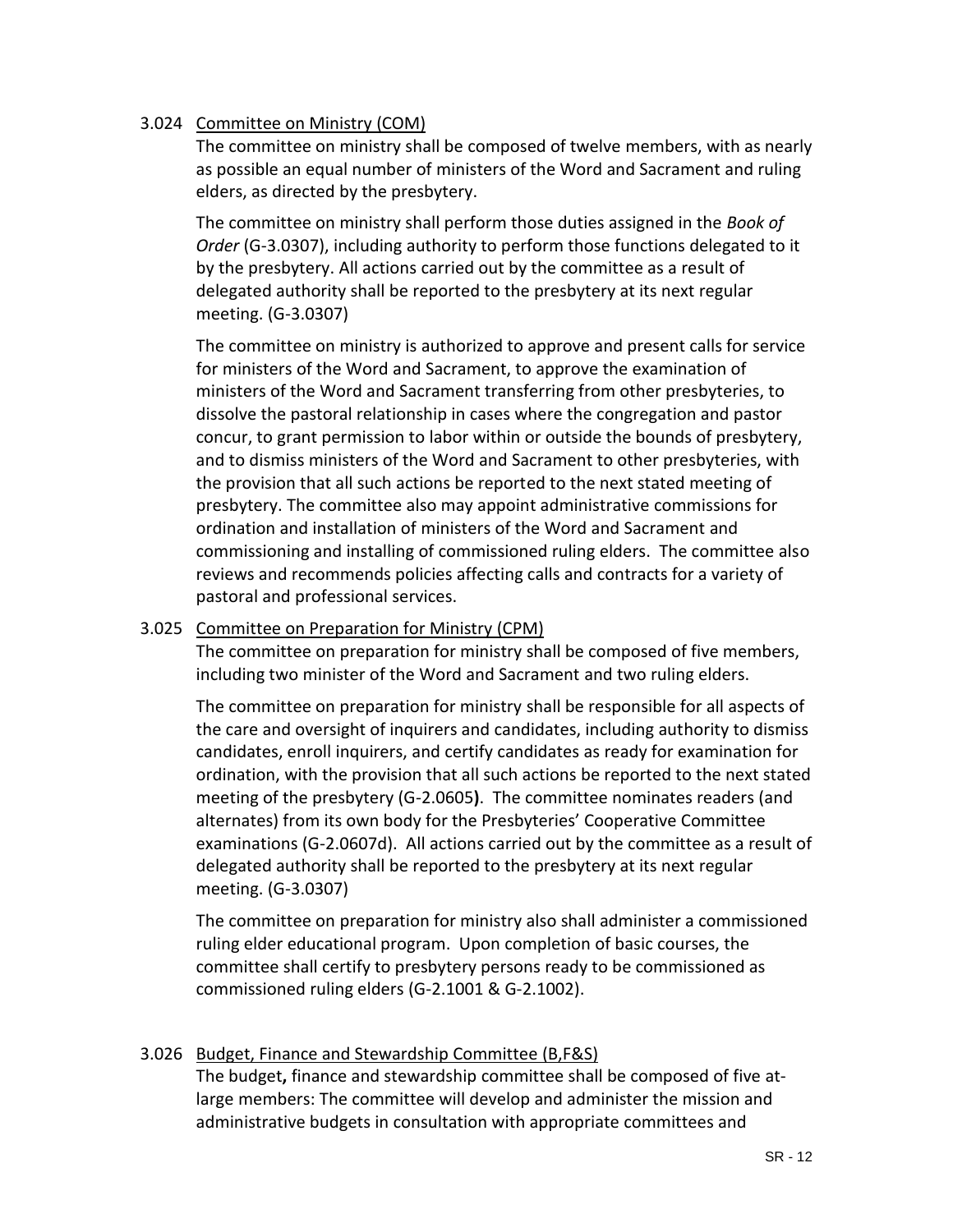3.024 Committee on Ministry (COM)

The committee on ministry shall be composed of twelve members, with as nearly as possible an equal number of ministers of the Word and Sacrament and ruling elders, as directed by the presbytery.

The committee on ministry shall perform those duties assigned in the *Book of Order* (G-3.0307), including authority to perform those functions delegated to it by the presbytery. All actions carried out by the committee as a result of delegated authority shall be reported to the presbytery at its next regular meeting. (G-3.0307)

The committee on ministry is authorized to approve and present calls for service for ministers of the Word and Sacrament, to approve the examination of ministers of the Word and Sacrament transferring from other presbyteries, to dissolve the pastoral relationship in cases where the congregation and pastor concur, to grant permission to labor within or outside the bounds of presbytery, and to dismiss ministers of the Word and Sacrament to other presbyteries, with the provision that all such actions be reported to the next stated meeting of presbytery. The committee also may appoint administrative commissions for ordination and installation of ministers of the Word and Sacrament and commissioning and installing of commissioned ruling elders. The committee also reviews and recommends policies affecting calls and contracts for a variety of pastoral and professional services.

3.025 Committee on Preparation for Ministry (CPM)

The committee on preparation for ministry shall be composed of five members, including two minister of the Word and Sacrament and two ruling elders.

The committee on preparation for ministry shall be responsible for all aspects of the care and oversight of inquirers and candidates, including authority to dismiss candidates, enroll inquirers, and certify candidates as ready for examination for ordination, with the provision that all such actions be reported to the next stated meeting of the presbytery (G-2.0605**)**. The committee nominates readers (and alternates) from its own body for the Presbyteries' Cooperative Committee examinations (G-2.0607d). All actions carried out by the committee as a result of delegated authority shall be reported to the presbytery at its next regular meeting. (G-3.0307)

The committee on preparation for ministry also shall administer a commissioned ruling elder educational program. Upon completion of basic courses, the committee shall certify to presbytery persons ready to be commissioned as commissioned ruling elders (G-2.1001 & G-2.1002).

3.026 Budget, Finance and Stewardship Committee (B,F&S)

The budget**,** finance and stewardship committee shall be composed of five at-large members: The committee will develop and administer the mission and administrative budgets in consultation with appropriate committees and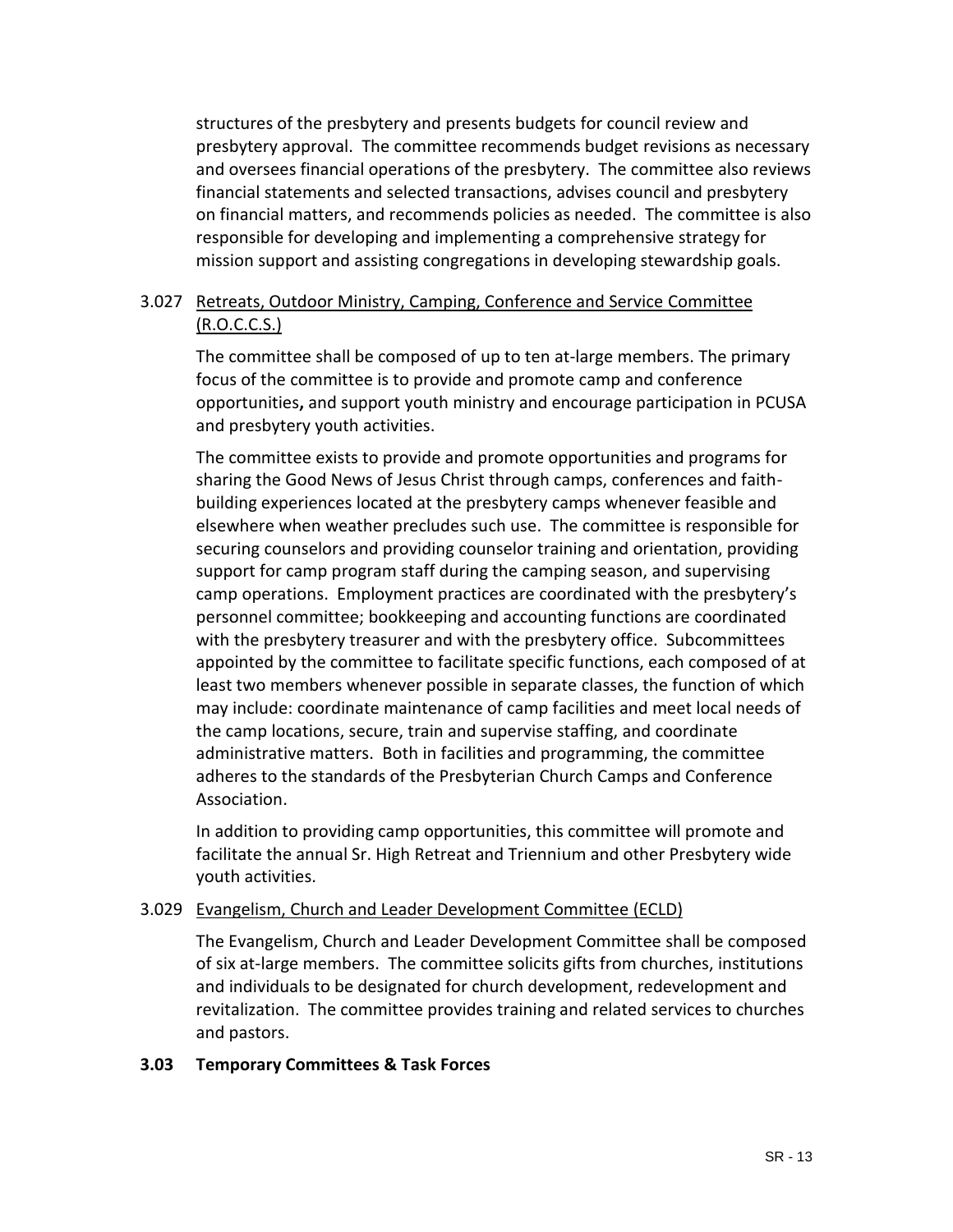structures of the presbytery and presents budgets for council review and presbytery approval. The committee recommends budget revisions as necessary and oversees financial operations of the presbytery. The committee also reviews financial statements and selected transactions, advises council and presbytery on financial matters, and recommends policies as needed. The committee is also responsible for developing and implementing a comprehensive strategy for mission support and assisting congregations in developing stewardship goals.

3.027 <u>Retreats, Outdoor Ministry, Camping, Conference and Service Committee (R.O.C.C.S.)</u>

The committee shall be composed of up to ten at-large members. The primary focus of the committee is to provide and promote camp and conference opportunities**,** and support youth ministry and encourage participation in PCUSA and presbytery youth activities.

The committee exists to provide and promote opportunities and programs for sharing the Good News of Jesus Christ through camps, conferences and faith-building experiences located at the presbytery camps whenever feasible and elsewhere when weather precludes such use. The committee is responsible for securing counselors and providing counselor training and orientation, providing support for camp program staff during the camping season, and supervising camp operations. Employment practices are coordinated with the presbytery's personnel committee; bookkeeping and accounting functions are coordinated with the presbytery treasurer and with the presbytery office. Subcommittees appointed by the committee to facilitate specific functions, each composed of at least two members whenever possible in separate classes, the function of which may include: coordinate maintenance of camp facilities and meet local needs of the camp locations, secure, train and supervise staffing, and coordinate administrative matters. Both in facilities and programming, the committee adheres to the standards of the Presbyterian Church Camps and Conference Association.

In addition to providing camp opportunities, this committee will promote and facilitate the annual Sr. High Retreat and Triennium and other Presbytery wide youth activities.

3.029 <u>Evangelism, Church and Leader Development Committee (ECLD)</u>

The Evangelism, Church and Leader Development Committee shall be composed of six at-large members. The committee solicits gifts from churches, institutions and individuals to be designated for church development, redevelopment and revitalization. The committee provides training and related services to churches and pastors.

**3.03 Temporary Committees & Task Forces**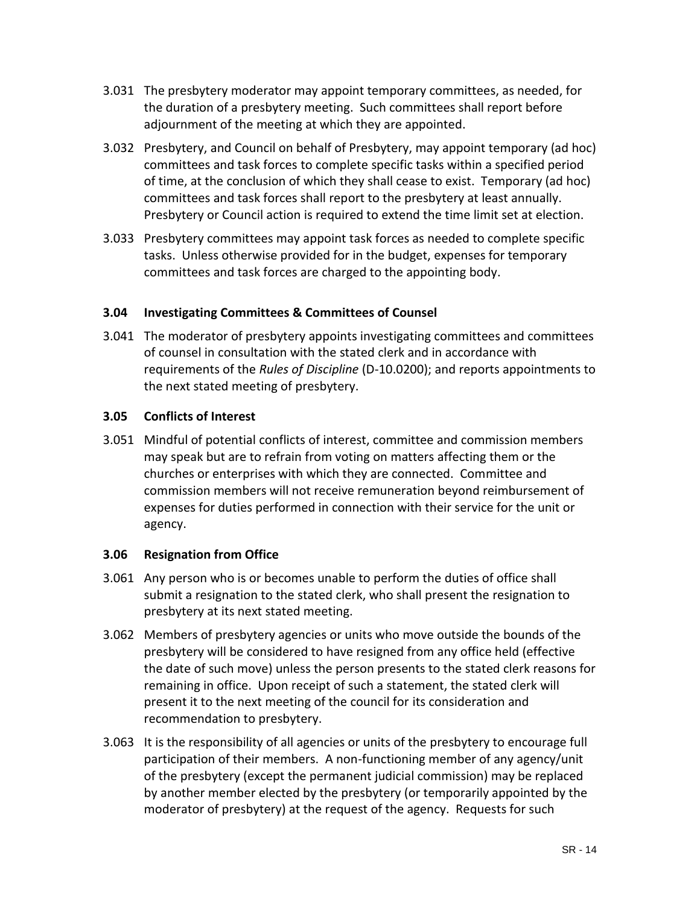3.031 The presbytery moderator may appoint temporary committees, as needed, for the duration of a presbytery meeting. Such committees shall report before adjournment of the meeting at which they are appointed.

3.032 Presbytery, and Council on behalf of Presbytery, may appoint temporary (ad hoc) committees and task forces to complete specific tasks within a specified period of time, at the conclusion of which they shall cease to exist. Temporary (ad hoc) committees and task forces shall report to the presbytery at least annually. Presbytery or Council action is required to extend the time limit set at election.

3.033 Presbytery committees may appoint task forces as needed to complete specific tasks. Unless otherwise provided for in the budget, expenses for temporary committees and task forces are charged to the appointing body.

### 3.04 Investigating Committees & Committees of Counsel

3.041 The moderator of presbytery appoints investigating committees and committees of counsel in consultation with the stated clerk and in accordance with requirements of the *Rules of Discipline* (D-10.0200); and reports appointments to the next stated meeting of presbytery.

### 3.05 Conflicts of Interest

3.051 Mindful of potential conflicts of interest, committee and commission members may speak but are to refrain from voting on matters affecting them or the churches or enterprises with which they are connected. Committee and commission members will not receive remuneration beyond reimbursement of expenses for duties performed in connection with their service for the unit or agency.

### 3.06 Resignation from Office

3.061 Any person who is or becomes unable to perform the duties of office shall submit a resignation to the stated clerk, who shall present the resignation to presbytery at its next stated meeting.

3.062 Members of presbytery agencies or units who move outside the bounds of the presbytery will be considered to have resigned from any office held (effective the date of such move) unless the person presents to the stated clerk reasons for remaining in office. Upon receipt of such a statement, the stated clerk will present it to the next meeting of the council for its consideration and recommendation to presbytery.

3.063 It is the responsibility of all agencies or units of the presbytery to encourage full participation of their members. A non-functioning member of any agency/unit of the presbytery (except the permanent judicial commission) may be replaced by another member elected by the presbytery (or temporarily appointed by the moderator of presbytery) at the request of the agency. Requests for such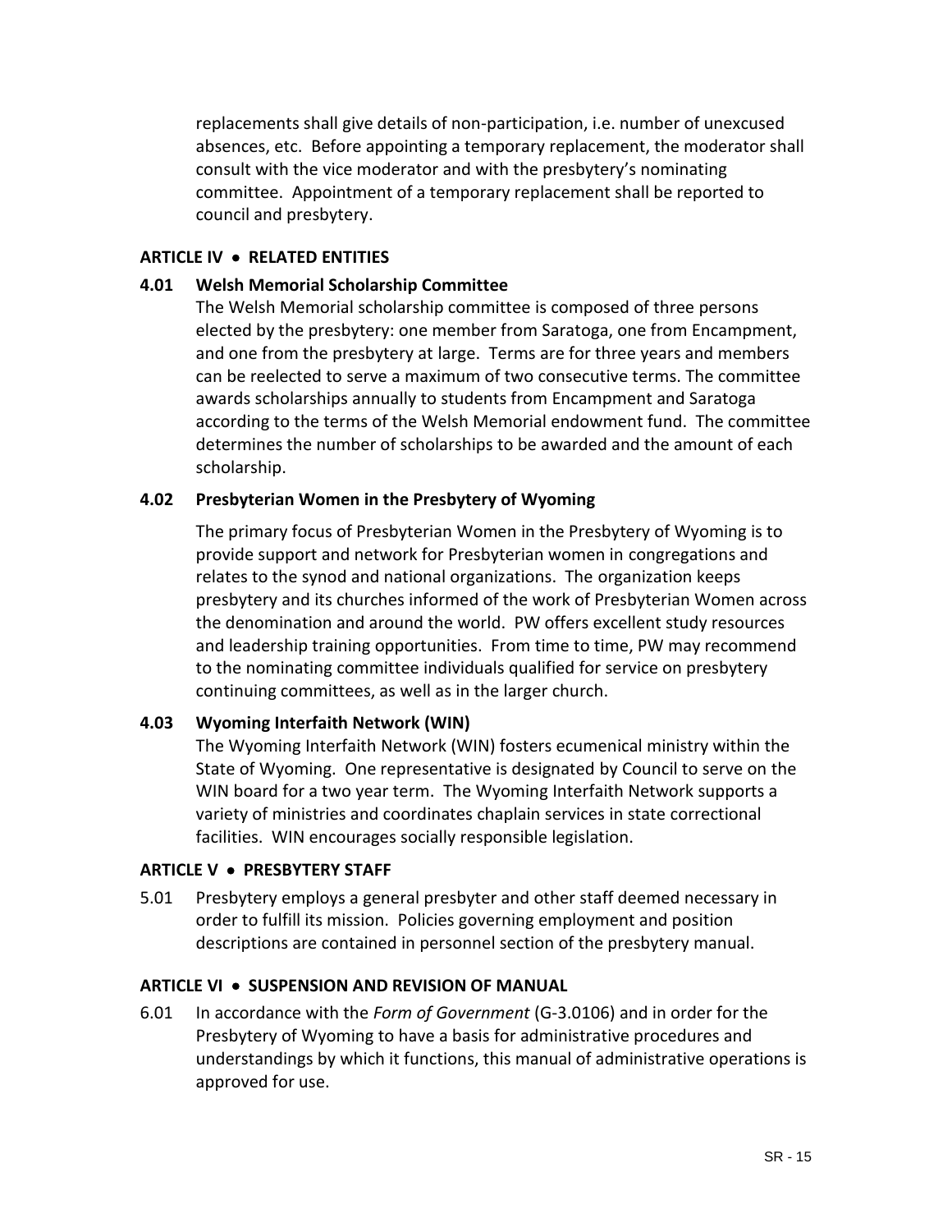replacements shall give details of non-participation, i.e. number of unexcused absences, etc. Before appointing a temporary replacement, the moderator shall consult with the vice moderator and with the presbytery's nominating committee. Appointment of a temporary replacement shall be reported to council and presbytery.

## ARTICLE IV • RELATED ENTITIES

### 4.01 Welsh Memorial Scholarship Committee

The Welsh Memorial scholarship committee is composed of three persons elected by the presbytery: one member from Saratoga, one from Encampment, and one from the presbytery at large. Terms are for three years and members can be reelected to serve a maximum of two consecutive terms. The committee awards scholarships annually to students from Encampment and Saratoga according to the terms of the Welsh Memorial endowment fund. The committee determines the number of scholarships to be awarded and the amount of each scholarship.

### 4.02 Presbyterian Women in the Presbytery of Wyoming

The primary focus of Presbyterian Women in the Presbytery of Wyoming is to provide support and network for Presbyterian women in congregations and relates to the synod and national organizations. The organization keeps presbytery and its churches informed of the work of Presbyterian Women across the denomination and around the world. PW offers excellent study resources and leadership training opportunities. From time to time, PW may recommend to the nominating committee individuals qualified for service on presbytery continuing committees, as well as in the larger church.

### 4.03 Wyoming Interfaith Network (WIN)

The Wyoming Interfaith Network (WIN) fosters ecumenical ministry within the State of Wyoming. One representative is designated by Council to serve on the WIN board for a two year term. The Wyoming Interfaith Network supports a variety of ministries and coordinates chaplain services in state correctional facilities. WIN encourages socially responsible legislation.

## ARTICLE V • PRESBYTERY STAFF

5.01 Presbytery employs a general presbyter and other staff deemed necessary in order to fulfill its mission. Policies governing employment and position descriptions are contained in personnel section of the presbytery manual.

## ARTICLE VI • SUSPENSION AND REVISION OF MANUAL

6.01 In accordance with the *Form of Government* (G-3.0106) and in order for the Presbytery of Wyoming to have a basis for administrative procedures and understandings by which it functions, this manual of administrative operations is approved for use.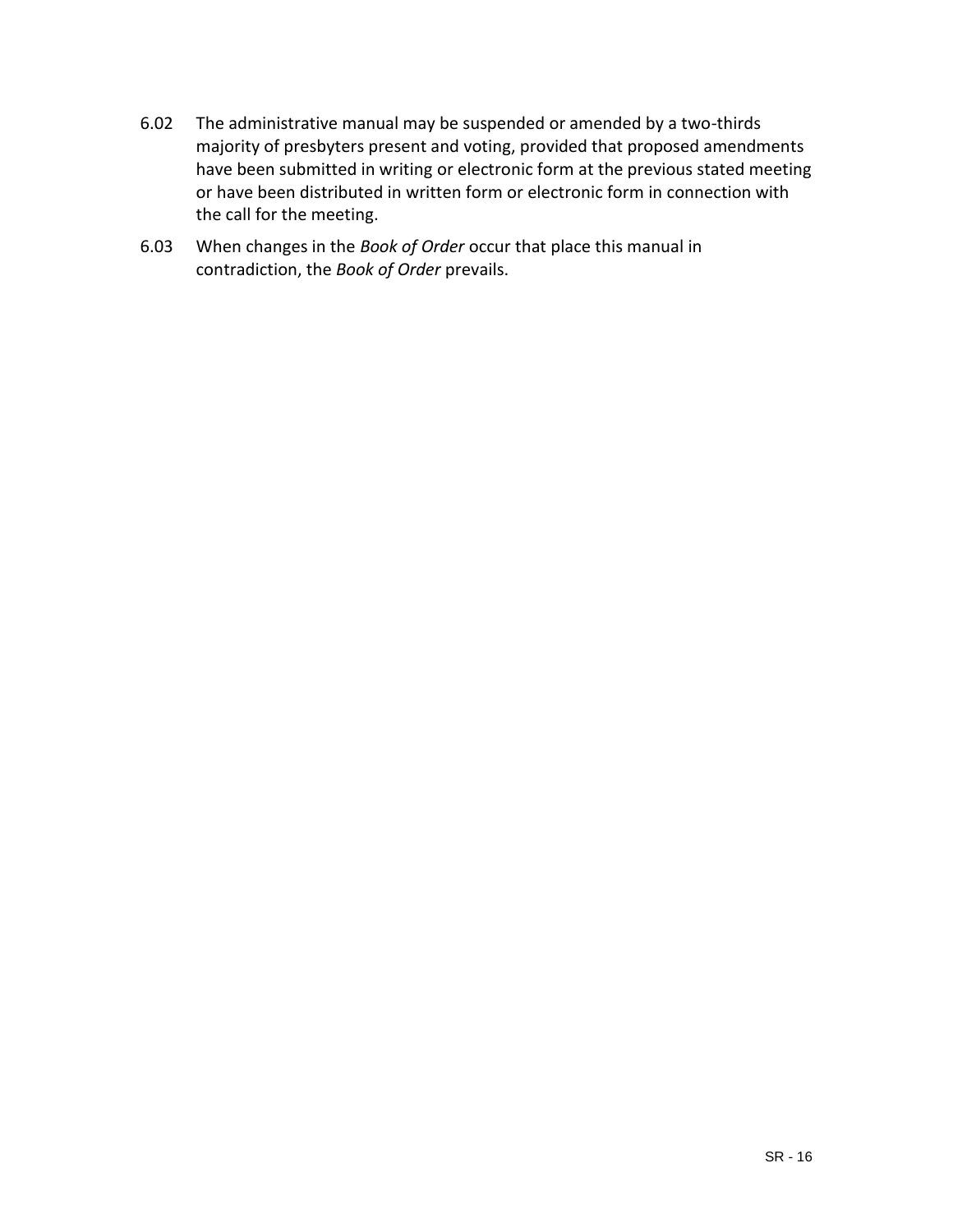6.02 The administrative manual may be suspended or amended by a two-thirds majority of presbyters present and voting, provided that proposed amendments have been submitted in writing or electronic form at the previous stated meeting or have been distributed in written form or electronic form in connection with the call for the meeting.

6.03 When changes in the *Book of Order* occur that place this manual in contradiction, the *Book of Order* prevails.